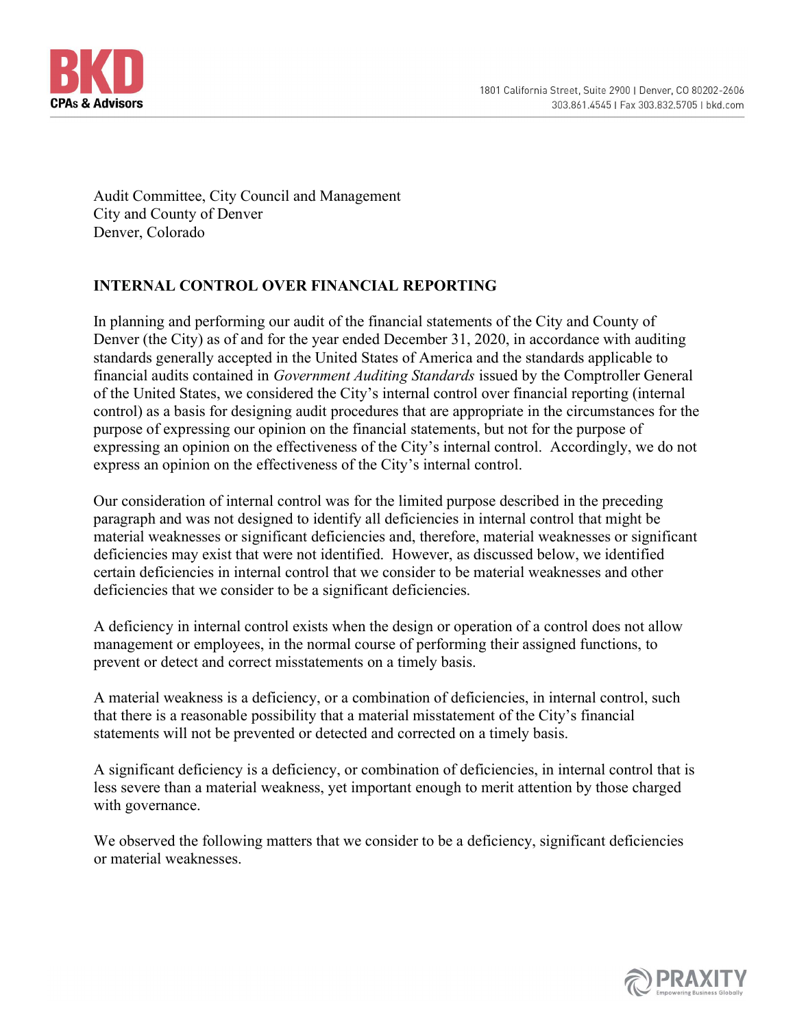Audit Committee, City Council and Management
City and County of Denver
Denver, Colorado

## INTERNAL CONTROL OVER FINANCIAL REPORTING

In planning and performing our audit of the financial statements of the City and County of Denver (the City) as of and for the year ended December 31, 2020, in accordance with auditing standards generally accepted in the United States of America and the standards applicable to financial audits contained in *Government Auditing Standards* issued by the Comptroller General of the United States, we considered the City's internal control over financial reporting (internal control) as a basis for designing audit procedures that are appropriate in the circumstances for the purpose of expressing our opinion on the financial statements, but not for the purpose of expressing an opinion on the effectiveness of the City's internal control. Accordingly, we do not express an opinion on the effectiveness of the City's internal control.

Our consideration of internal control was for the limited purpose described in the preceding paragraph and was not designed to identify all deficiencies in internal control that might be material weaknesses or significant deficiencies and, therefore, material weaknesses or significant deficiencies may exist that were not identified. However, as discussed below, we identified certain deficiencies in internal control that we consider to be material weaknesses and other deficiencies that we consider to be a significant deficiencies.

A deficiency in internal control exists when the design or operation of a control does not allow management or employees, in the normal course of performing their assigned functions, to prevent or detect and correct misstatements on a timely basis.

A material weakness is a deficiency, or a combination of deficiencies, in internal control, such that there is a reasonable possibility that a material misstatement of the City's financial statements will not be prevented or detected and corrected on a timely basis.

A significant deficiency is a deficiency, or combination of deficiencies, in internal control that is less severe than a material weakness, yet important enough to merit attention by those charged with governance.

We observed the following matters that we consider to be a deficiency, significant deficiencies or material weaknesses.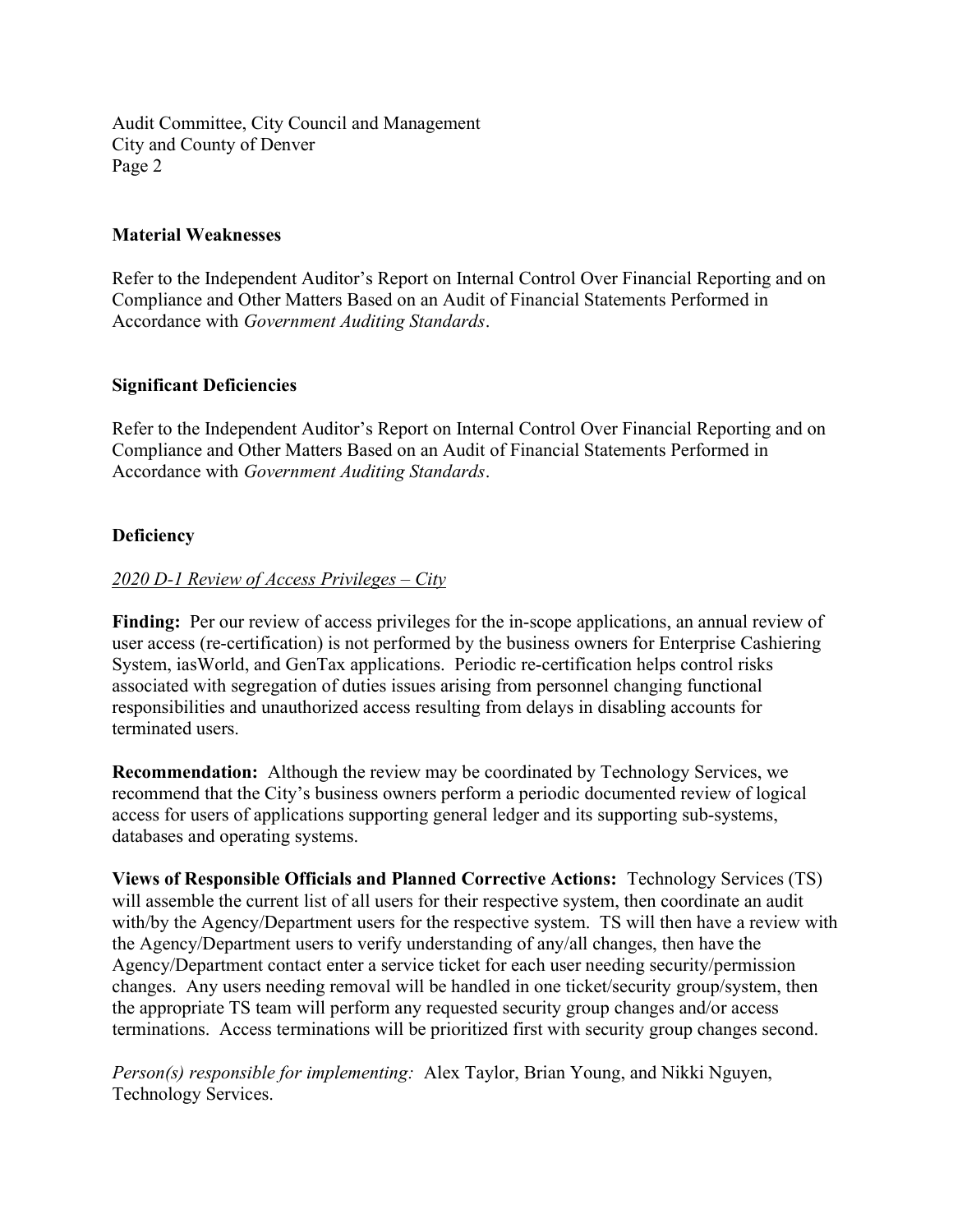**Material Weaknesses**

Refer to the Independent Auditor's Report on Internal Control Over Financial Reporting and on Compliance and Other Matters Based on an Audit of Financial Statements Performed in Accordance with *Government Auditing Standards*.

**Significant Deficiencies**

Refer to the Independent Auditor's Report on Internal Control Over Financial Reporting and on Compliance and Other Matters Based on an Audit of Financial Statements Performed in Accordance with *Government Auditing Standards*.

**Deficiency**

*2020 D-1 Review of Access Privileges – City*

**Finding:** Per our review of access privileges for the in-scope applications, an annual review of user access (re-certification) is not performed by the business owners for Enterprise Cashiering System, iasWorld, and GenTax applications. Periodic re-certification helps control risks associated with segregation of duties issues arising from personnel changing functional responsibilities and unauthorized access resulting from delays in disabling accounts for terminated users.

**Recommendation:** Although the review may be coordinated by Technology Services, we recommend that the City's business owners perform a periodic documented review of logical access for users of applications supporting general ledger and its supporting sub-systems, databases and operating systems.

**Views of Responsible Officials and Planned Corrective Actions:** Technology Services (TS) will assemble the current list of all users for their respective system, then coordinate an audit with/by the Agency/Department users for the respective system. TS will then have a review with the Agency/Department users to verify understanding of any/all changes, then have the Agency/Department contact enter a service ticket for each user needing security/permission changes. Any users needing removal will be handled in one ticket/security group/system, then the appropriate TS team will perform any requested security group changes and/or access terminations. Access terminations will be prioritized first with security group changes second.

*Person(s) responsible for implementing:* Alex Taylor, Brian Young, and Nikki Nguyen, Technology Services.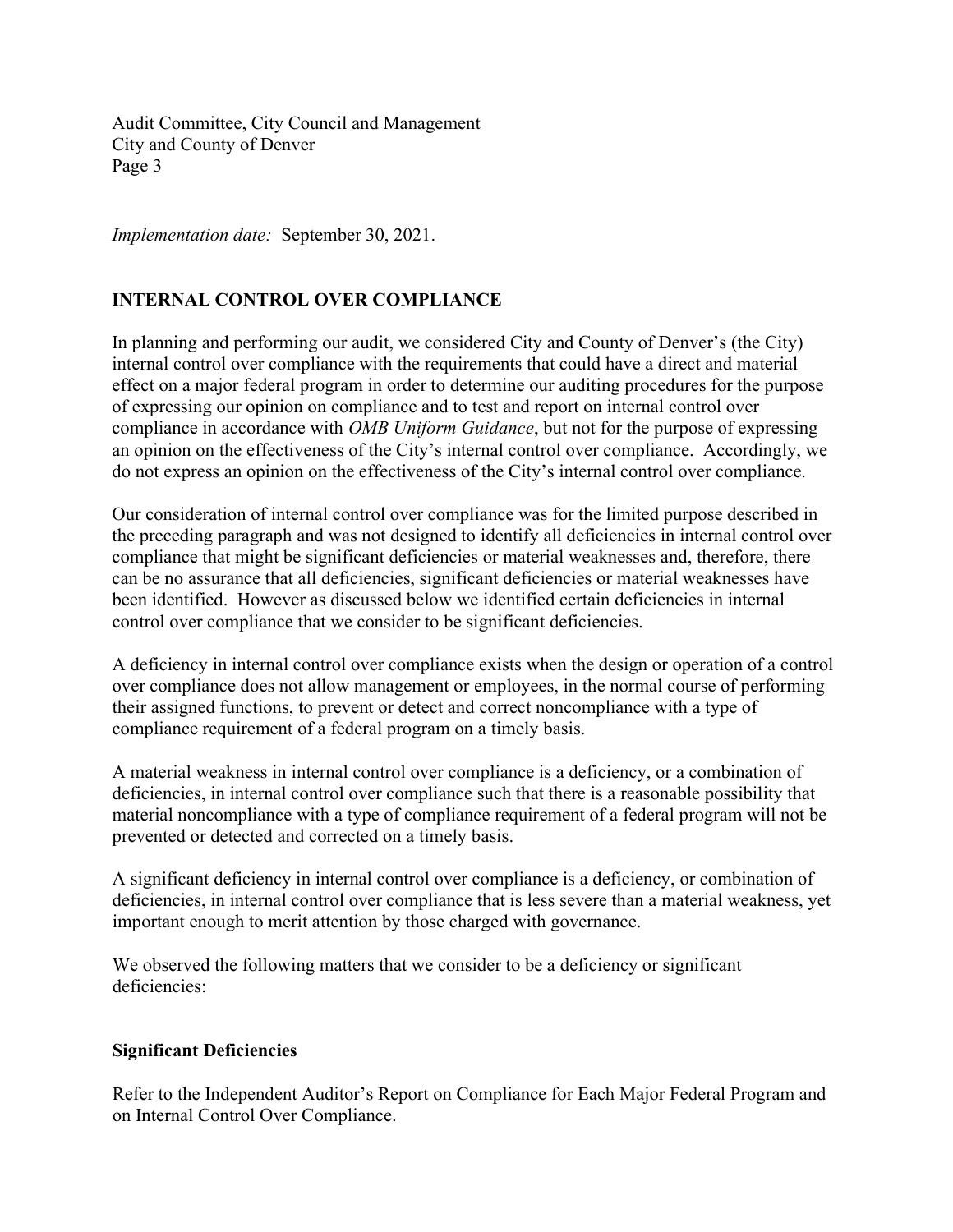*Implementation date:* September 30, 2021.

## INTERNAL CONTROL OVER COMPLIANCE

In planning and performing our audit, we considered City and County of Denver's (the City) internal control over compliance with the requirements that could have a direct and material effect on a major federal program in order to determine our auditing procedures for the purpose of expressing our opinion on compliance and to test and report on internal control over compliance in accordance with *OMB Uniform Guidance*, but not for the purpose of expressing an opinion on the effectiveness of the City's internal control over compliance. Accordingly, we do not express an opinion on the effectiveness of the City's internal control over compliance.

Our consideration of internal control over compliance was for the limited purpose described in the preceding paragraph and was not designed to identify all deficiencies in internal control over compliance that might be significant deficiencies or material weaknesses and, therefore, there can be no assurance that all deficiencies, significant deficiencies or material weaknesses have been identified. However as discussed below we identified certain deficiencies in internal control over compliance that we consider to be significant deficiencies.

A deficiency in internal control over compliance exists when the design or operation of a control over compliance does not allow management or employees, in the normal course of performing their assigned functions, to prevent or detect and correct noncompliance with a type of compliance requirement of a federal program on a timely basis.

A material weakness in internal control over compliance is a deficiency, or a combination of deficiencies, in internal control over compliance such that there is a reasonable possibility that material noncompliance with a type of compliance requirement of a federal program will not be prevented or detected and corrected on a timely basis.

A significant deficiency in internal control over compliance is a deficiency, or combination of deficiencies, in internal control over compliance that is less severe than a material weakness, yet important enough to merit attention by those charged with governance.

We observed the following matters that we consider to be a deficiency or significant deficiencies:

### Significant Deficiencies

Refer to the Independent Auditor's Report on Compliance for Each Major Federal Program and on Internal Control Over Compliance.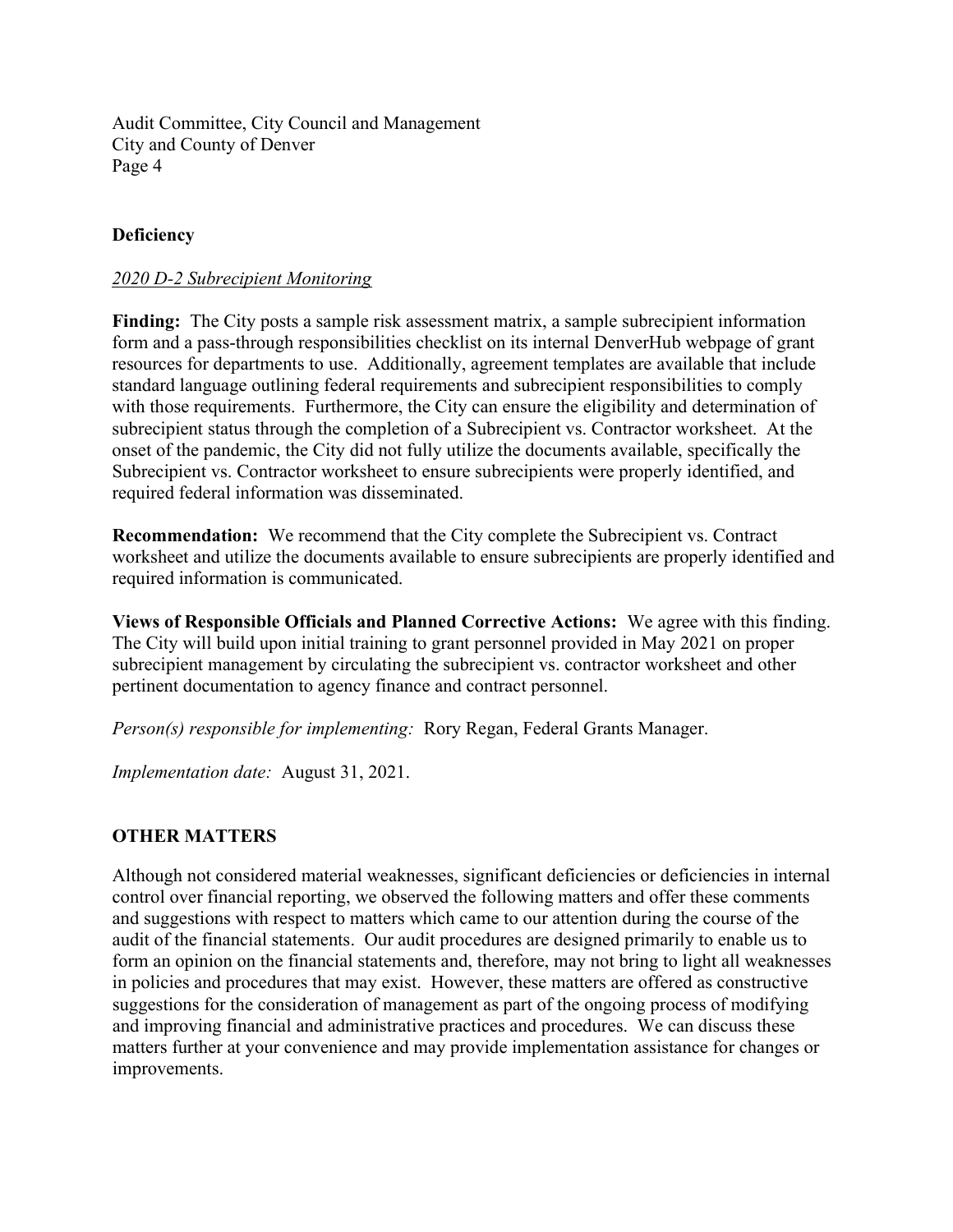### Deficiency

*2020 D-2 Subrecipient Monitoring*

**Finding:** The City posts a sample risk assessment matrix, a sample subrecipient information form and a pass-through responsibilities checklist on its internal DenverHub webpage of grant resources for departments to use. Additionally, agreement templates are available that include standard language outlining federal requirements and subrecipient responsibilities to comply with those requirements. Furthermore, the City can ensure the eligibility and determination of subrecipient status through the completion of a Subrecipient vs. Contractor worksheet. At the onset of the pandemic, the City did not fully utilize the documents available, specifically the Subrecipient vs. Contractor worksheet to ensure subrecipients were properly identified, and required federal information was disseminated.

**Recommendation:** We recommend that the City complete the Subrecipient vs. Contract worksheet and utilize the documents available to ensure subrecipients are properly identified and required information is communicated.

**Views of Responsible Officials and Planned Corrective Actions:** We agree with this finding. The City will build upon initial training to grant personnel provided in May 2021 on proper subrecipient management by circulating the subrecipient vs. contractor worksheet and other pertinent documentation to agency finance and contract personnel.

*Person(s) responsible for implementing:* Rory Regan, Federal Grants Manager.

*Implementation date:* August 31, 2021.

## OTHER MATTERS

Although not considered material weaknesses, significant deficiencies or deficiencies in internal control over financial reporting, we observed the following matters and offer these comments and suggestions with respect to matters which came to our attention during the course of the audit of the financial statements. Our audit procedures are designed primarily to enable us to form an opinion on the financial statements and, therefore, may not bring to light all weaknesses in policies and procedures that may exist. However, these matters are offered as constructive suggestions for the consideration of management as part of the ongoing process of modifying and improving financial and administrative practices and procedures. We can discuss these matters further at your convenience and may provide implementation assistance for changes or improvements.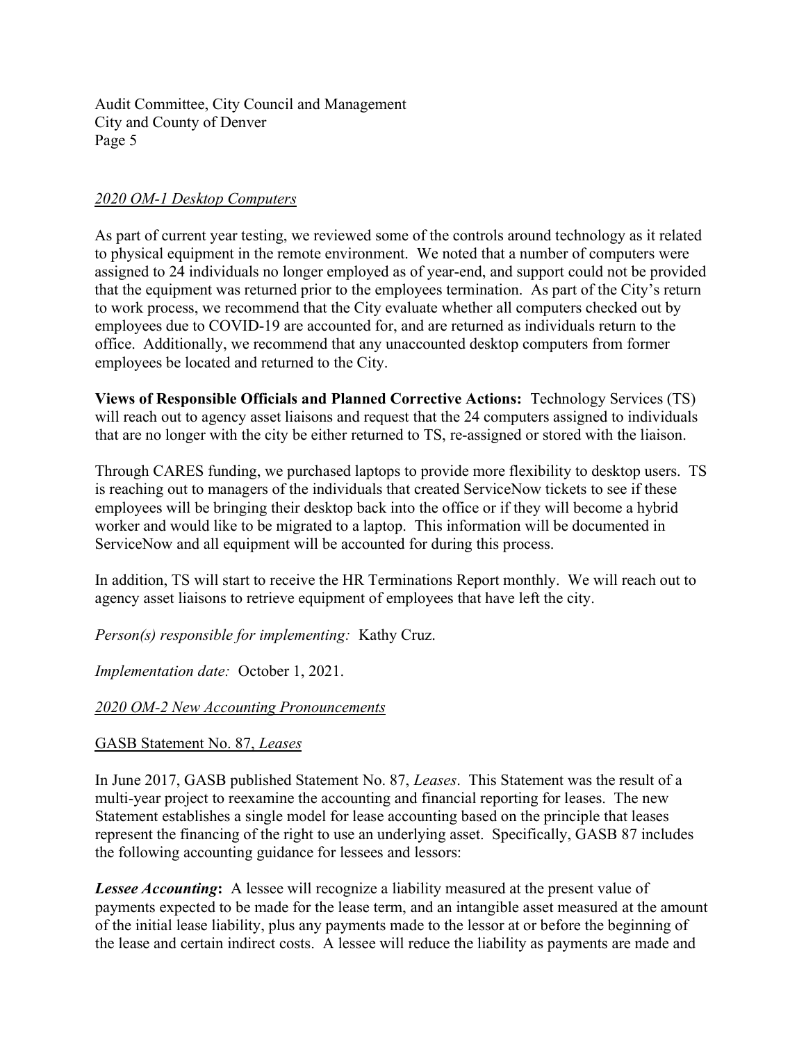*2020 OM-1 Desktop Computers*

As part of current year testing, we reviewed some of the controls around technology as it related to physical equipment in the remote environment. We noted that a number of computers were assigned to 24 individuals no longer employed as of year-end, and support could not be provided that the equipment was returned prior to the employees termination. As part of the City's return to work process, we recommend that the City evaluate whether all computers checked out by employees due to COVID-19 are accounted for, and are returned as individuals return to the office. Additionally, we recommend that any unaccounted desktop computers from former employees be located and returned to the City.

**Views of Responsible Officials and Planned Corrective Actions:** Technology Services (TS) will reach out to agency asset liaisons and request that the 24 computers assigned to individuals that are no longer with the city be either returned to TS, re-assigned or stored with the liaison.

Through CARES funding, we purchased laptops to provide more flexibility to desktop users. TS is reaching out to managers of the individuals that created ServiceNow tickets to see if these employees will be bringing their desktop back into the office or if they will become a hybrid worker and would like to be migrated to a laptop. This information will be documented in ServiceNow and all equipment will be accounted for during this process.

In addition, TS will start to receive the HR Terminations Report monthly. We will reach out to agency asset liaisons to retrieve equipment of employees that have left the city.

*Person(s) responsible for implementing:* Kathy Cruz.

*Implementation date:* October 1, 2021.

*2020 OM-2 New Accounting Pronouncements*

GASB Statement No. 87, *Leases*

In June 2017, GASB published Statement No. 87, *Leases*. This Statement was the result of a multi-year project to reexamine the accounting and financial reporting for leases. The new Statement establishes a single model for lease accounting based on the principle that leases represent the financing of the right to use an underlying asset. Specifically, GASB 87 includes the following accounting guidance for lessees and lessors:

***Lessee Accounting*:** A lessee will recognize a liability measured at the present value of payments expected to be made for the lease term, and an intangible asset measured at the amount of the initial lease liability, plus any payments made to the lessor at or before the beginning of the lease and certain indirect costs. A lessee will reduce the liability as payments are made and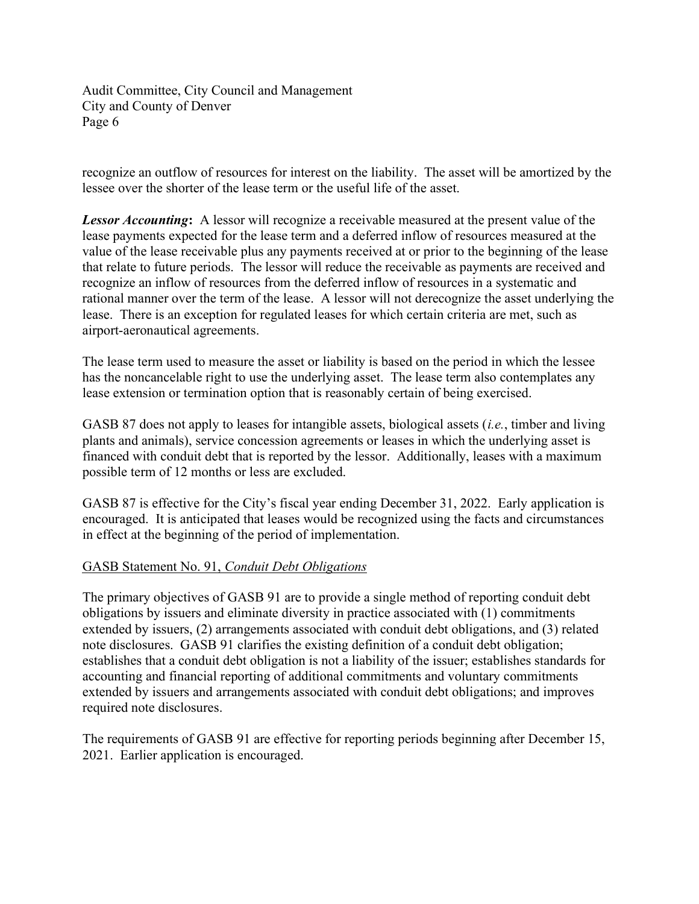recognize an outflow of resources for interest on the liability. The asset will be amortized by the lessee over the shorter of the lease term or the useful life of the asset.

***Lessor Accounting*:** A lessor will recognize a receivable measured at the present value of the lease payments expected for the lease term and a deferred inflow of resources measured at the value of the lease receivable plus any payments received at or prior to the beginning of the lease that relate to future periods. The lessor will reduce the receivable as payments are received and recognize an inflow of resources from the deferred inflow of resources in a systematic and rational manner over the term of the lease. A lessor will not derecognize the asset underlying the lease. There is an exception for regulated leases for which certain criteria are met, such as airport-aeronautical agreements.

The lease term used to measure the asset or liability is based on the period in which the lessee has the noncancelable right to use the underlying asset. The lease term also contemplates any lease extension or termination option that is reasonably certain of being exercised.

GASB 87 does not apply to leases for intangible assets, biological assets (*i.e.*, timber and living plants and animals), service concession agreements or leases in which the underlying asset is financed with conduit debt that is reported by the lessor. Additionally, leases with a maximum possible term of 12 months or less are excluded.

GASB 87 is effective for the City's fiscal year ending December 31, 2022. Early application is encouraged. It is anticipated that leases would be recognized using the facts and circumstances in effect at the beginning of the period of implementation.

<u>GASB Statement No. 91, *Conduit Debt Obligations*</u>

The primary objectives of GASB 91 are to provide a single method of reporting conduit debt obligations by issuers and eliminate diversity in practice associated with (1) commitments extended by issuers, (2) arrangements associated with conduit debt obligations, and (3) related note disclosures. GASB 91 clarifies the existing definition of a conduit debt obligation; establishes that a conduit debt obligation is not a liability of the issuer; establishes standards for accounting and financial reporting of additional commitments and voluntary commitments extended by issuers and arrangements associated with conduit debt obligations; and improves required note disclosures.

The requirements of GASB 91 are effective for reporting periods beginning after December 15, 2021. Earlier application is encouraged.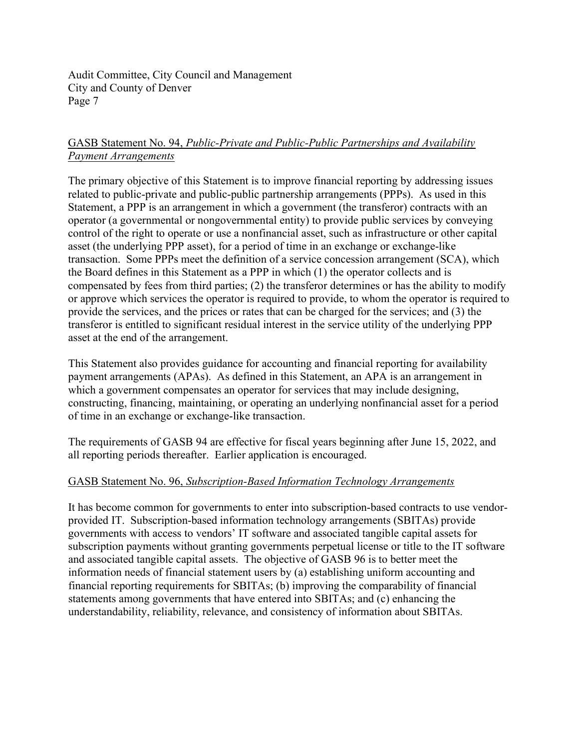## GASB Statement No. 94, *Public-Private and Public-Public Partnerships and Availability Payment Arrangements*

The primary objective of this Statement is to improve financial reporting by addressing issues related to public-private and public-public partnership arrangements (PPPs). As used in this Statement, a PPP is an arrangement in which a government (the transferor) contracts with an operator (a governmental or nongovernmental entity) to provide public services by conveying control of the right to operate or use a nonfinancial asset, such as infrastructure or other capital asset (the underlying PPP asset), for a period of time in an exchange or exchange-like transaction. Some PPPs meet the definition of a service concession arrangement (SCA), which the Board defines in this Statement as a PPP in which (1) the operator collects and is compensated by fees from third parties; (2) the transferor determines or has the ability to modify or approve which services the operator is required to provide, to whom the operator is required to provide the services, and the prices or rates that can be charged for the services; and (3) the transferor is entitled to significant residual interest in the service utility of the underlying PPP asset at the end of the arrangement.

This Statement also provides guidance for accounting and financial reporting for availability payment arrangements (APAs). As defined in this Statement, an APA is an arrangement in which a government compensates an operator for services that may include designing, constructing, financing, maintaining, or operating an underlying nonfinancial asset for a period of time in an exchange or exchange-like transaction.

The requirements of GASB 94 are effective for fiscal years beginning after June 15, 2022, and all reporting periods thereafter. Earlier application is encouraged.

## GASB Statement No. 96, *Subscription-Based Information Technology Arrangements*

It has become common for governments to enter into subscription-based contracts to use vendor-provided IT. Subscription-based information technology arrangements (SBITAs) provide governments with access to vendors' IT software and associated tangible capital assets for subscription payments without granting governments perpetual license or title to the IT software and associated tangible capital assets. The objective of GASB 96 is to better meet the information needs of financial statement users by (a) establishing uniform accounting and financial reporting requirements for SBITAs; (b) improving the comparability of financial statements among governments that have entered into SBITAs; and (c) enhancing the understandability, reliability, relevance, and consistency of information about SBITAs.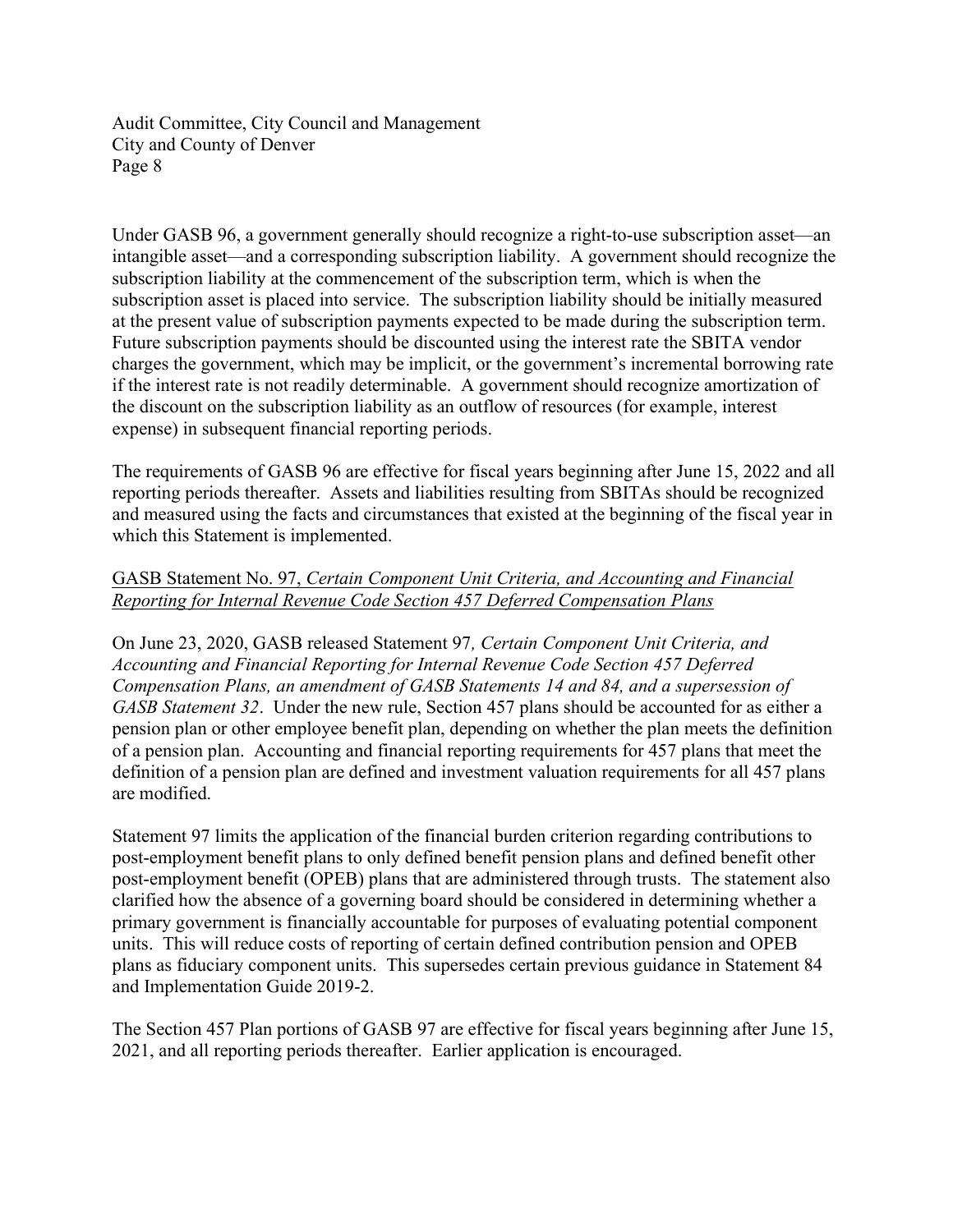Under GASB 96, a government generally should recognize a right-to-use subscription asset—an intangible asset—and a corresponding subscription liability. A government should recognize the subscription liability at the commencement of the subscription term, which is when the subscription asset is placed into service. The subscription liability should be initially measured at the present value of subscription payments expected to be made during the subscription term. Future subscription payments should be discounted using the interest rate the SBITA vendor charges the government, which may be implicit, or the government's incremental borrowing rate if the interest rate is not readily determinable. A government should recognize amortization of the discount on the subscription liability as an outflow of resources (for example, interest expense) in subsequent financial reporting periods.

The requirements of GASB 96 are effective for fiscal years beginning after June 15, 2022 and all reporting periods thereafter. Assets and liabilities resulting from SBITAs should be recognized and measured using the facts and circumstances that existed at the beginning of the fiscal year in which this Statement is implemented.

GASB Statement No. 97, *Certain Component Unit Criteria, and Accounting and Financial Reporting for Internal Revenue Code Section 457 Deferred Compensation Plans*

On June 23, 2020, GASB released Statement 97*, Certain Component Unit Criteria, and Accounting and Financial Reporting for Internal Revenue Code Section 457 Deferred Compensation Plans, an amendment of GASB Statements 14 and 84, and a supersession of GASB Statement 32*. Under the new rule, Section 457 plans should be accounted for as either a pension plan or other employee benefit plan, depending on whether the plan meets the definition of a pension plan. Accounting and financial reporting requirements for 457 plans that meet the definition of a pension plan are defined and investment valuation requirements for all 457 plans are modified.

Statement 97 limits the application of the financial burden criterion regarding contributions to post-employment benefit plans to only defined benefit pension plans and defined benefit other post-employment benefit (OPEB) plans that are administered through trusts. The statement also clarified how the absence of a governing board should be considered in determining whether a primary government is financially accountable for purposes of evaluating potential component units. This will reduce costs of reporting of certain defined contribution pension and OPEB plans as fiduciary component units. This supersedes certain previous guidance in Statement 84 and Implementation Guide 2019-2.

The Section 457 Plan portions of GASB 97 are effective for fiscal years beginning after June 15, 2021, and all reporting periods thereafter. Earlier application is encouraged.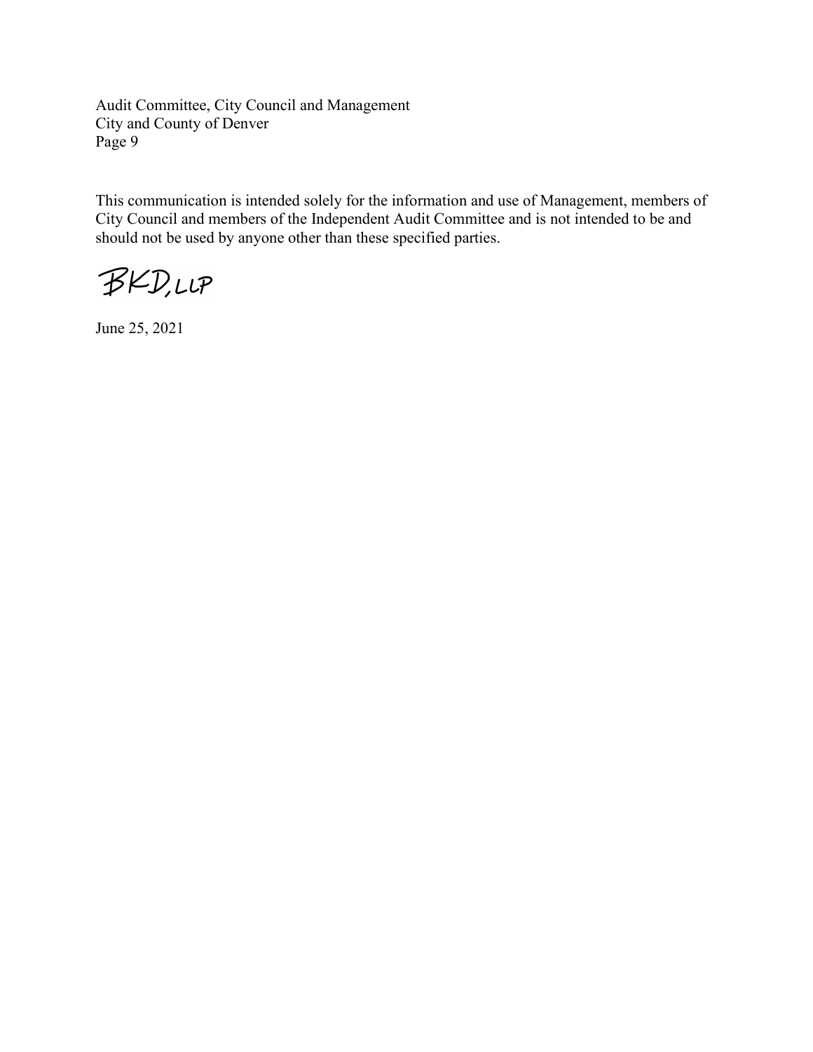This communication is intended solely for the information and use of Management, members of City Council and members of the Independent Audit Committee and is not intended to be and should not be used by anyone other than these specified parties.

BKD, LLP

June 25, 2021